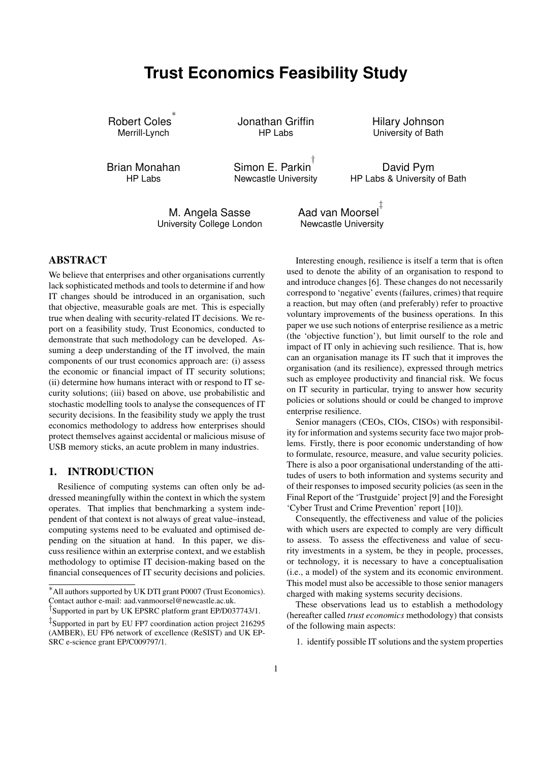# Trust Economics Feasibility Study

Robert Coles[*]
Merrill-Lynch

Jonathan Griffin
HP Labs

Hilary Johnson
University of Bath

Brian Monahan
HP Labs

Simon E. Parkin[†]
Newcastle University

David Pym
HP Labs & University of Bath

M. Angela Sasse
University College London

Aad van Moorsel[‡]
Newcastle University

## ABSTRACT

We believe that enterprises and other organisations currently lack sophisticated methods and tools to determine if and how IT changes should be introduced in an organisation, such that objective, measurable goals are met. This is especially true when dealing with security-related IT decisions. We report on a feasibility study, Trust Economics, conducted to demonstrate that such methodology can be developed. Assuming a deep understanding of the IT involved, the main components of our trust economics approach are: (i) assess the economic or financial impact of IT security solutions; (ii) determine how humans interact with or respond to IT security solutions; (iii) based on above, use probabilistic and stochastic modelling tools to analyse the consequences of IT security decisions. In the feasibility study we apply the trust economics methodology to address how enterprises should protect themselves against accidental or malicious misuse of USB memory sticks, an acute problem in many industries.

## 1. INTRODUCTION

Resilience of computing systems can often only be addressed meaningfully within the context in which the system operates. That implies that benchmarking a system independent of that context is not always of great value–instead, computing systems need to be evaluated and optimised depending on the situation at hand. In this paper, we discuss resilience within an exterprise context, and we establish methodology to optimise IT decision-making based on the financial consequences of IT security decisions and policies.

Interesting enough, resilience is itself a term that is often used to denote the ability of an organisation to respond to and introduce changes [6]. These changes do not necessarily correspond to 'negative' events (failures, crimes) that require a reaction, but may often (and preferably) refer to proactive voluntary improvements of the business operations. In this paper we use such notions of enterprise resilience as a metric (the 'objective function'), but limit ourself to the role and impact of IT only in achieving such resilience. That is, how can an organisation manage its IT such that it improves the organisation (and its resilience), expressed through metrics such as employee productivity and financial risk. We focus on IT security in particular, trying to answer how security policies or solutions should or could be changed to improve enterprise resilience.

Senior managers (CEOs, CIOs, CISOs) with responsibility for information and systems security face two major problems. Firstly, there is poor economic understanding of how to formulate, resource, measure, and value security policies. There is also a poor organisational understanding of the attitudes of users to both information and systems security and of their responses to imposed security policies (as seen in the Final Report of the 'Trustguide' project [9] and the Foresight 'Cyber Trust and Crime Prevention' report [10]).

Consequently, the effectiveness and value of the policies with which users are expected to comply are very difficult to assess. To assess the effectiveness and value of security investments in a system, be they in people, processes, or technology, it is necessary to have a conceptualisation (i.e., a model) of the system and its economic environment. This model must also be accessible to those senior managers charged with making systems security decisions.

These observations lead us to establish a methodology (hereafter called *trust economics* methodology) that consists of the following main aspects:

1. identify possible IT solutions and the system properties

---

[*] All authors supported by UK DTI grant P0007 (Trust Economics). Contact author e-mail: aad.vanmoorsel@newcastle.ac.uk.

[†] Supported in part by UK EPSRC platform grant EP/D037743/1.

[‡] Supported in part by EU FP7 coordination action project 216295 (AMBER), EU FP6 network of excellence (ReSIST) and UK EPSRC e-science grant EP/C009797/1.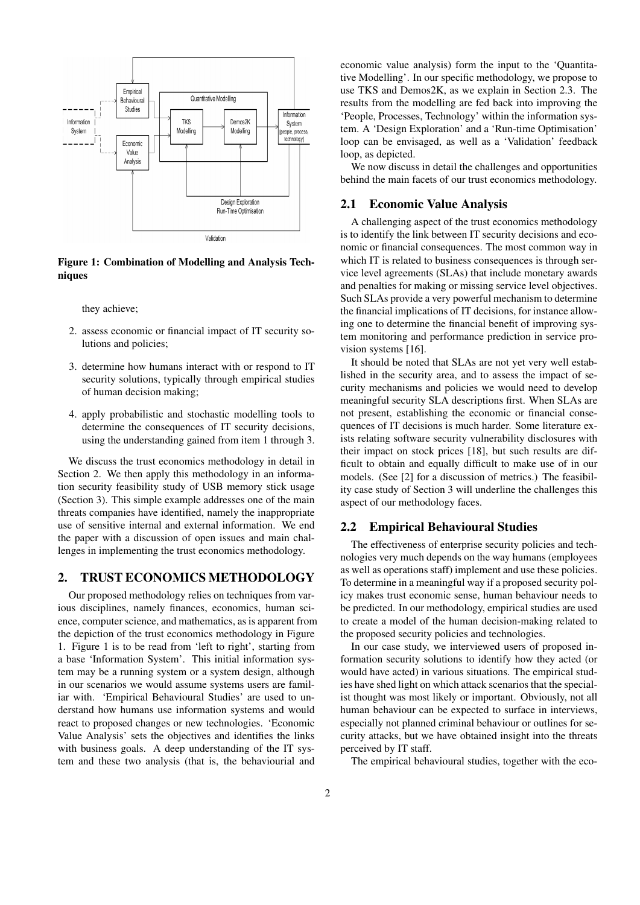Figure 1: Combination of Modelling and Analysis Techniques

they achieve;

2. assess economic or financial impact of IT security solutions and policies;
3. determine how humans interact with or respond to IT security solutions, typically through empirical studies of human decision making;
4. apply probabilistic and stochastic modelling tools to determine the consequences of IT security decisions, using the understanding gained from item 1 through 3.

We discuss the trust economics methodology in detail in Section 2. We then apply this methodology in an information security feasibility study of USB memory stick usage (Section 3). This simple example addresses one of the main threats companies have identified, namely the inappropriate use of sensitive internal and external information. We end the paper with a discussion of open issues and main challenges in implementing the trust economics methodology.

## 2. TRUST ECONOMICS METHODOLOGY

Our proposed methodology relies on techniques from various disciplines, namely finances, economics, human science, computer science, and mathematics, as is apparent from the depiction of the trust economics methodology in Figure 1. Figure 1 is to be read from 'left to right', starting from a base 'Information System'. This initial information system may be a running system or a system design, although in our scenarios we would assume systems users are familiar with. 'Empirical Behavioural Studies' are used to understand how humans use information systems and would react to proposed changes or new technologies. 'Economic Value Analysis' sets the objectives and identifies the links with business goals. A deep understanding of the IT system and these two analysis (that is, the behaviourial and economic value analysis) form the input to the 'Quantitative Modelling'. In our specific methodology, we propose to use TKS and Demos2K, as we explain in Section 2.3. The results from the modelling are fed back into improving the 'People, Processes, Technology' within the information system. A 'Design Exploration' and a 'Run-time Optimisation' loop can be envisaged, as well as a 'Validation' feedback loop, as depicted.

We now discuss in detail the challenges and opportunities behind the main facets of our trust economics methodology.

### 2.1 Economic Value Analysis

A challenging aspect of the trust economics methodology is to identify the link between IT security decisions and economic or financial consequences. The most common way in which IT is related to business consequences is through service level agreements (SLAs) that include monetary awards and penalties for making or missing service level objectives. Such SLAs provide a very powerful mechanism to determine the financial implications of IT decisions, for instance allowing one to determine the financial benefit of improving system monitoring and performance prediction in service provision systems [16].

It should be noted that SLAs are not yet very well established in the security area, and to assess the impact of security mechanisms and policies we would need to develop meaningful security SLA descriptions first. When SLAs are not present, establishing the economic or financial consequences of IT decisions is much harder. Some literature exists relating software security vulnerability disclosures with their impact on stock prices [18], but such results are difficult to obtain and equally difficult to make use of in our models. (See [2] for a discussion of metrics.) The feasibility case study of Section 3 will underline the challenges this aspect of our methodology faces.

### 2.2 Empirical Behavioural Studies

The effectiveness of enterprise security policies and technologies very much depends on the way humans (employees as well as operations staff) implement and use these policies. To determine in a meaningful way if a proposed security policy makes trust economic sense, human behaviour needs to be predicted. In our methodology, empirical studies are used to create a model of the human decision-making related to the proposed security policies and technologies.

In our case study, we interviewed users of proposed information security solutions to identify how they acted (or would have acted) in various situations. The empirical studies have shed light on which attack scenarios that the specialist thought was most likely or important. Obviously, not all human behaviour can be expected to surface in interviews, especially not planned criminal behaviour or outlines for security attacks, but we have obtained insight into the threats perceived by IT staff.

The empirical behavioural studies, together with the eco-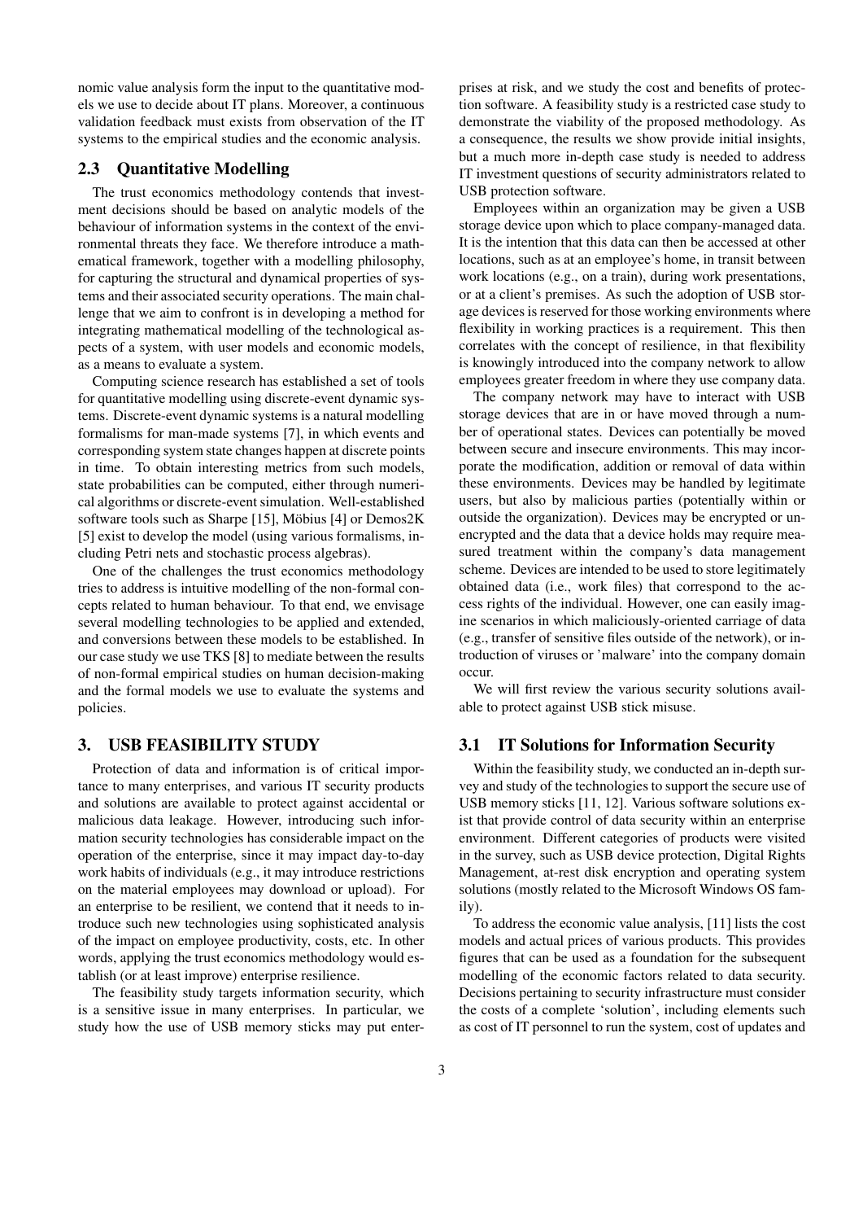nomic value analysis form the input to the quantitative models we use to decide about IT plans. Moreover, a continuous validation feedback must exists from observation of the IT systems to the empirical studies and the economic analysis.

### 2.3 Quantitative Modelling

The trust economics methodology contends that investment decisions should be based on analytic models of the behaviour of information systems in the context of the environmental threats they face. We therefore introduce a mathematical framework, together with a modelling philosophy, for capturing the structural and dynamical properties of systems and their associated security operations. The main challenge that we aim to confront is in developing a method for integrating mathematical modelling of the technological aspects of a system, with user models and economic models, as a means to evaluate a system.

Computing science research has established a set of tools for quantitative modelling using discrete-event dynamic systems. Discrete-event dynamic systems is a natural modelling formalisms for man-made systems [7], in which events and corresponding system state changes happen at discrete points in time. To obtain interesting metrics from such models, state probabilities can be computed, either through numerical algorithms or discrete-event simulation. Well-established software tools such as Sharpe [15], Möbius [4] or Demos2K [5] exist to develop the model (using various formalisms, including Petri nets and stochastic process algebras).

One of the challenges the trust economics methodology tries to address is intuitive modelling of the non-formal concepts related to human behaviour. To that end, we envisage several modelling technologies to be applied and extended, and conversions between these models to be established. In our case study we use TKS [8] to mediate between the results of non-formal empirical studies on human decision-making and the formal models we use to evaluate the systems and policies.

## 3. USB FEASIBILITY STUDY

Protection of data and information is of critical importance to many enterprises, and various IT security products and solutions are available to protect against accidental or malicious data leakage. However, introducing such information security technologies has considerable impact on the operation of the enterprise, since it may impact day-to-day work habits of individuals (e.g., it may introduce restrictions on the material employees may download or upload). For an enterprise to be resilient, we contend that it needs to introduce such new technologies using sophisticated analysis of the impact on employee productivity, costs, etc. In other words, applying the trust economics methodology would establish (or at least improve) enterprise resilience.

The feasibility study targets information security, which is a sensitive issue in many enterprises. In particular, we study how the use of USB memory sticks may put enterprises at risk, and we study the cost and benefits of protection software. A feasibility study is a restricted case study to demonstrate the viability of the proposed methodology. As a consequence, the results we show provide initial insights, but a much more in-depth case study is needed to address IT investment questions of security administrators related to USB protection software.

Employees within an organization may be given a USB storage device upon which to place company-managed data. It is the intention that this data can then be accessed at other locations, such as at an employee's home, in transit between work locations (e.g., on a train), during work presentations, or at a client's premises. As such the adoption of USB storage devices is reserved for those working environments where flexibility in working practices is a requirement. This then correlates with the concept of resilience, in that flexibility is knowingly introduced into the company network to allow employees greater freedom in where they use company data.

The company network may have to interact with USB storage devices that are in or have moved through a number of operational states. Devices can potentially be moved between secure and insecure environments. This may incorporate the modification, addition or removal of data within these environments. Devices may be handled by legitimate users, but also by malicious parties (potentially within or outside the organization). Devices may be encrypted or unencrypted and the data that a device holds may require measured treatment within the company's data management scheme. Devices are intended to be used to store legitimately obtained data (i.e., work files) that correspond to the access rights of the individual. However, one can easily imagine scenarios in which maliciously-oriented carriage of data (e.g., transfer of sensitive files outside of the network), or introduction of viruses or 'malware' into the company domain occur.

We will first review the various security solutions available to protect against USB stick misuse.

### 3.1 IT Solutions for Information Security

Within the feasibility study, we conducted an in-depth survey and study of the technologies to support the secure use of USB memory sticks [11, 12]. Various software solutions exist that provide control of data security within an enterprise environment. Different categories of products were visited in the survey, such as USB device protection, Digital Rights Management, at-rest disk encryption and operating system solutions (mostly related to the Microsoft Windows OS family).

To address the economic value analysis, [11] lists the cost models and actual prices of various products. This provides figures that can be used as a foundation for the subsequent modelling of the economic factors related to data security. Decisions pertaining to security infrastructure must consider the costs of a complete 'solution', including elements such as cost of IT personnel to run the system, cost of updates and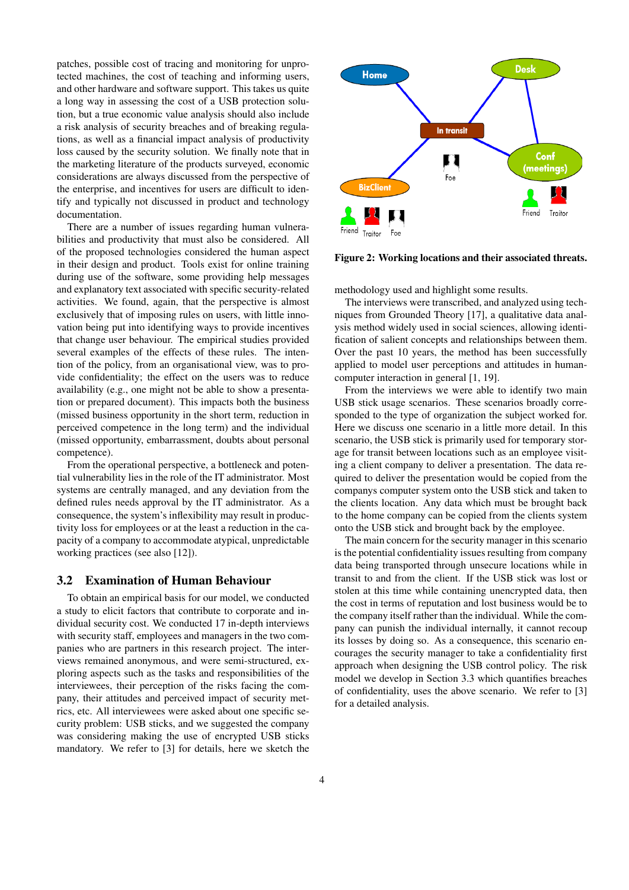patches, possible cost of tracing and monitoring for unprotected machines, the cost of teaching and informing users, and other hardware and software support. This takes us quite a long way in assessing the cost of a USB protection solution, but a true economic value analysis should also include a risk analysis of security breaches and of breaking regulations, as well as a financial impact analysis of productivity loss caused by the security solution. We finally note that in the marketing literature of the products surveyed, economic considerations are always discussed from the perspective of the enterprise, and incentives for users are difficult to identify and typically not discussed in product and technology documentation.

There are a number of issues regarding human vulnerabilities and productivity that must also be considered. All of the proposed technologies considered the human aspect in their design and product. Tools exist for online training during use of the software, some providing help messages and explanatory text associated with specific security-related activities. We found, again, that the perspective is almost exclusively that of imposing rules on users, with little innovation being put into identifying ways to provide incentives that change user behaviour. The empirical studies provided several examples of the effects of these rules. The intention of the policy, from an organisational view, was to provide confidentiality; the effect on the users was to reduce availability (e.g., one might not be able to show a presentation or prepared document). This impacts both the business (missed business opportunity in the short term, reduction in perceived competence in the long term) and the individual (missed opportunity, embarrassment, doubts about personal competence).

From the operational perspective, a bottleneck and potential vulnerability lies in the role of the IT administrator. Most systems are centrally managed, and any deviation from the defined rules needs approval by the IT administrator. As a consequence, the system's inflexibility may result in productivity loss for employees or at the least a reduction in the capacity of a company to accommodate atypical, unpredictable working practices (see also [12]).

### 3.2 Examination of Human Behaviour

To obtain an empirical basis for our model, we conducted a study to elicit factors that contribute to corporate and individual security cost. We conducted 17 in-depth interviews with security staff, employees and managers in the two companies who are partners in this research project. The interviews remained anonymous, and were semi-structured, exploring aspects such as the tasks and responsibilities of the interviewees, their perception of the risks facing the company, their attitudes and perceived impact of security metrics, etc. All interviewees were asked about one specific security problem: USB sticks, and we suggested the company was considering making the use of encrypted USB sticks mandatory. We refer to [3] for details, here we sketch the methodology used and highlight some results.

The interviews were transcribed, and analyzed using techniques from Grounded Theory [17], a qualitative data analysis method widely used in social sciences, allowing identification of salient concepts and relationships between them. Over the past 10 years, the method has been successfully applied to model user perceptions and attitudes in human-computer interaction in general [1, 19].

From the interviews we were able to identify two main USB stick usage scenarios. These scenarios broadly corresponded to the type of organization the subject worked for. Here we discuss one scenario in a little more detail. In this scenario, the USB stick is primarily used for temporary storage for transit between locations such as an employee visiting a client company to deliver a presentation. The data required to deliver the presentation would be copied from the companys computer system onto the USB stick and taken to the clients location. Any data which must be brought back to the home company can be copied from the clients system onto the USB stick and brought back by the employee.

The main concern for the security manager in this scenario is the potential confidentiality issues resulting from company data being transported through unsecure locations while in transit to and from the client. If the USB stick was lost or stolen at this time while containing unencrypted data, then the cost in terms of reputation and lost business would be to the company itself rather than the individual. While the company can punish the individual internally, it cannot recoup its losses by doing so. As a consequence, this scenario encourages the security manager to take a confidentiality first approach when designing the USB control policy. The risk model we develop in Section 3.3 which quantifies breaches of confidentiality, uses the above scenario. We refer to [3] for a detailed analysis.

Home, Desk, In transit, Conf (meetings), BizClient, Foe, Friend, Traitor

**Figure 2: Working locations and their associated threats.**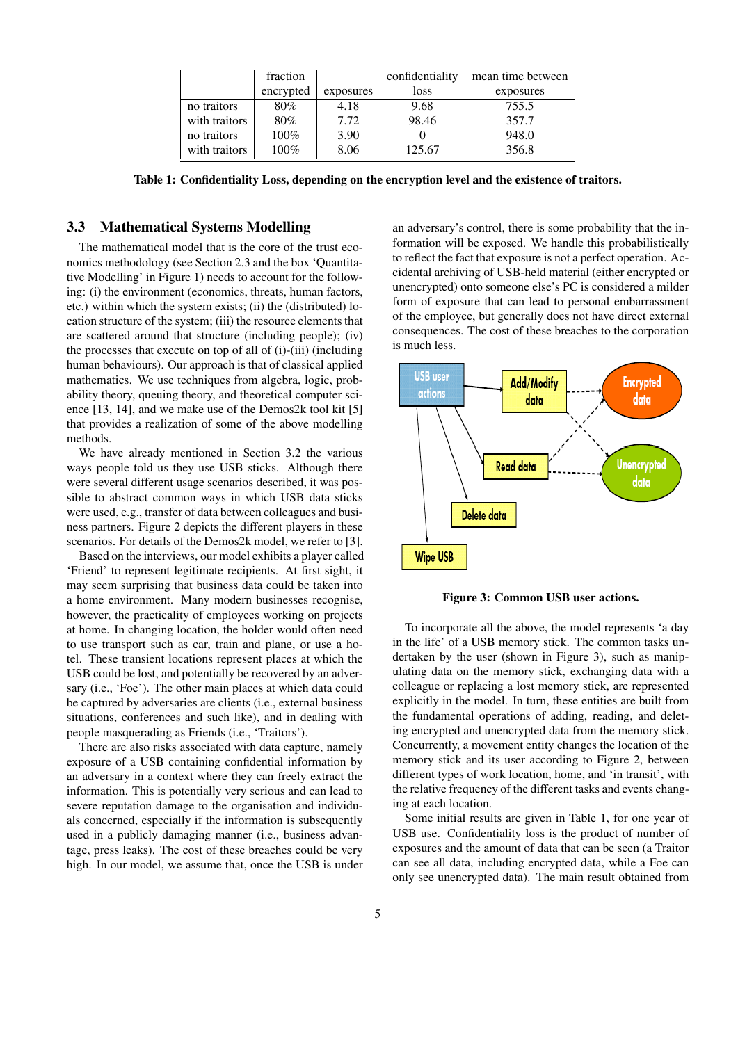|  | fraction encrypted | exposures | confidentiality loss | mean time between exposures |
|---|---|---|---|---|
| no traitors | 80% | 4.18 | 9.68 | 755.5 |
| with traitors | 80% | 7.72 | 98.46 | 357.7 |
| no traitors | 100% | 3.90 | 0 | 948.0 |
| with traitors | 100% | 8.06 | 125.67 | 356.8 |

**Table 1: Confidentiality Loss, depending on the encryption level and the existence of traitors.**

### 3.3 Mathematical Systems Modelling

The mathematical model that is the core of the trust economics methodology (see Section 2.3 and the box 'Quantitative Modelling' in Figure 1) needs to account for the following: (i) the environment (economics, threats, human factors, etc.) within which the system exists; (ii) the (distributed) location structure of the system; (iii) the resource elements that are scattered around that structure (including people); (iv) the processes that execute on top of all of (i)-(iii) (including human behaviours). Our approach is that of classical applied mathematics. We use techniques from algebra, logic, probability theory, queuing theory, and theoretical computer science [13, 14], and we make use of the Demos2k tool kit [5] that provides a realization of some of the above modelling methods.

We have already mentioned in Section 3.2 the various ways people told us they use USB sticks. Although there were several different usage scenarios described, it was possible to abstract common ways in which USB data sticks were used, e.g., transfer of data between colleagues and business partners. Figure 2 depicts the different players in these scenarios. For details of the Demos2k model, we refer to [3].

Based on the interviews, our model exhibits a player called 'Friend' to represent legitimate recipients. At first sight, it may seem surprising that business data could be taken into a home environment. Many modern businesses recognise, however, the practicality of employees working on projects at home. In changing location, the holder would often need to use transport such as car, train and plane, or use a hotel. These transient locations represent places at which the USB could be lost, and potentially be recovered by an adversary (i.e., 'Foe'). The other main places at which data could be captured by adversaries are clients (i.e., external business situations, conferences and such like), and in dealing with people masquerading as Friends (i.e., 'Traitors').

There are also risks associated with data capture, namely exposure of a USB containing confidential information by an adversary in a context where they can freely extract the information. This is potentially very serious and can lead to severe reputation damage to the organisation and individuals concerned, especially if the information is subsequently used in a publicly damaging manner (i.e., business advantage, press leaks). The cost of these breaches could be very high. In our model, we assume that, once the USB is under an adversary's control, there is some probability that the information will be exposed. We handle this probabilistically to reflect the fact that exposure is not a perfect operation. Accidental archiving of USB-held material (either encrypted or unencrypted) onto someone else's PC is considered a milder form of exposure that can lead to personal embarrassment of the employee, but generally does not have direct external consequences. The cost of these breaches to the corporation is much less.

**Figure 3: Common USB user actions.**

To incorporate all the above, the model represents 'a day in the life' of a USB memory stick. The common tasks undertaken by the user (shown in Figure 3), such as manipulating data on the memory stick, exchanging data with a colleague or replacing a lost memory stick, are represented explicitly in the model. In turn, these entities are built from the fundamental operations of adding, reading, and deleting encrypted and unencrypted data from the memory stick. Concurrently, a movement entity changes the location of the memory stick and its user according to Figure 2, between different types of work location, home, and 'in transit', with the relative frequency of the different tasks and events changing at each location.

Some initial results are given in Table 1, for one year of USB use. Confidentiality loss is the product of number of exposures and the amount of data that can be seen (a Traitor can see all data, including encrypted data, while a Foe can only see unencrypted data). The main result obtained from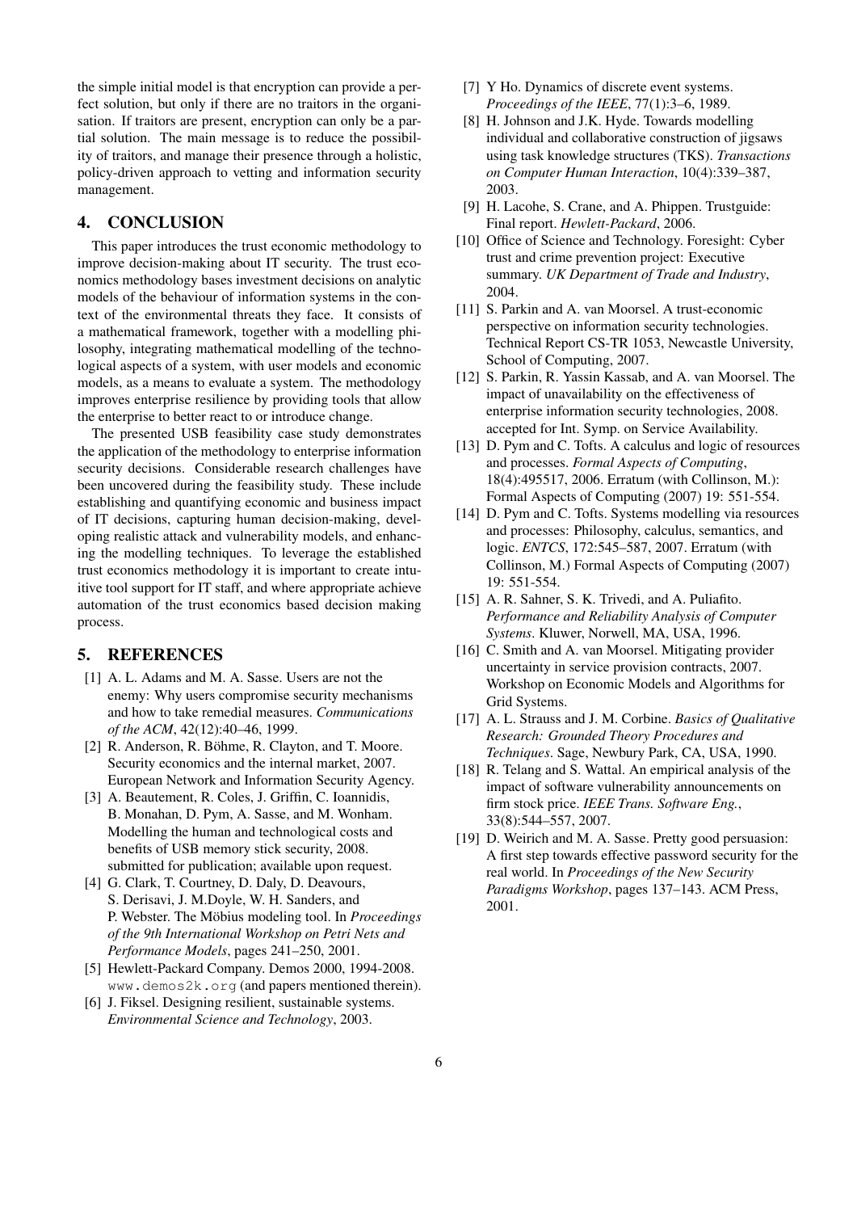the simple initial model is that encryption can provide a perfect solution, but only if there are no traitors in the organisation. If traitors are present, encryption can only be a partial solution. The main message is to reduce the possibility of traitors, and manage their presence through a holistic, policy-driven approach to vetting and information security management.

## 4. CONCLUSION

This paper introduces the trust economic methodology to improve decision-making about IT security. The trust economics methodology bases investment decisions on analytic models of the behaviour of information systems in the context of the environmental threats they face. It consists of a mathematical framework, together with a modelling philosophy, integrating mathematical modelling of the technological aspects of a system, with user models and economic models, as a means to evaluate a system. The methodology improves enterprise resilience by providing tools that allow the enterprise to better react to or introduce change.

The presented USB feasibility case study demonstrates the application of the methodology to enterprise information security decisions. Considerable research challenges have been uncovered during the feasibility study. These include establishing and quantifying economic and business impact of IT decisions, capturing human decision-making, developing realistic attack and vulnerability models, and enhancing the modelling techniques. To leverage the established trust economics methodology it is important to create intuitive tool support for IT staff, and where appropriate achieve automation of the trust economics based decision making process.

## 5. REFERENCES

[1] A. L. Adams and M. A. Sasse. Users are not the enemy: Why users compromise security mechanisms and how to take remedial measures. *Communications of the ACM*, 42(12):40–46, 1999.

[2] R. Anderson, R. Böhme, R. Clayton, and T. Moore. Security economics and the internal market, 2007. European Network and Information Security Agency.

[3] A. Beautement, R. Coles, J. Griffin, C. Ioannidis, B. Monahan, D. Pym, A. Sasse, and M. Wonham. Modelling the human and technological costs and benefits of USB memory stick security, 2008. submitted for publication; available upon request.

[4] G. Clark, T. Courtney, D. Daly, D. Deavours, S. Derisavi, J. M.Doyle, W. H. Sanders, and P. Webster. The Möbius modeling tool. In *Proceedings of the 9th International Workshop on Petri Nets and Performance Models*, pages 241–250, 2001.

[5] Hewlett-Packard Company. Demos 2000, 1994-2008. www.demos2k.org (and papers mentioned therein).

[6] J. Fiksel. Designing resilient, sustainable systems. *Environmental Science and Technology*, 2003.

[7] Y Ho. Dynamics of discrete event systems. *Proceedings of the IEEE*, 77(1):3–6, 1989.

[8] H. Johnson and J.K. Hyde. Towards modelling individual and collaborative construction of jigsaws using task knowledge structures (TKS). *Transactions on Computer Human Interaction*, 10(4):339–387, 2003.

[9] H. Lacohe, S. Crane, and A. Phippen. Trustguide: Final report. *Hewlett-Packard*, 2006.

[10] Office of Science and Technology. Foresight: Cyber trust and crime prevention project: Executive summary. *UK Department of Trade and Industry*, 2004.

[11] S. Parkin and A. van Moorsel. A trust-economic perspective on information security technologies. Technical Report CS-TR 1053, Newcastle University, School of Computing, 2007.

[12] S. Parkin, R. Yassin Kassab, and A. van Moorsel. The impact of unavailability on the effectiveness of enterprise information security technologies, 2008. accepted for Int. Symp. on Service Availability.

[13] D. Pym and C. Tofts. A calculus and logic of resources and processes. *Formal Aspects of Computing*, 18(4):495517, 2006. Erratum (with Collinson, M.): Formal Aspects of Computing (2007) 19: 551-554.

[14] D. Pym and C. Tofts. Systems modelling via resources and processes: Philosophy, calculus, semantics, and logic. *ENTCS*, 172:545–587, 2007. Erratum (with Collinson, M.) Formal Aspects of Computing (2007) 19: 551-554.

[15] A. R. Sahner, S. K. Trivedi, and A. Puliafito. *Performance and Reliability Analysis of Computer Systems*. Kluwer, Norwell, MA, USA, 1996.

[16] C. Smith and A. van Moorsel. Mitigating provider uncertainty in service provision contracts, 2007. Workshop on Economic Models and Algorithms for Grid Systems.

[17] A. L. Strauss and J. M. Corbine. *Basics of Qualitative Research: Grounded Theory Procedures and Techniques*. Sage, Newbury Park, CA, USA, 1990.

[18] R. Telang and S. Wattal. An empirical analysis of the impact of software vulnerability announcements on firm stock price. *IEEE Trans. Software Eng.*, 33(8):544–557, 2007.

[19] D. Weirich and M. A. Sasse. Pretty good persuasion: A first step towards effective password security for the real world. In *Proceedings of the New Security Paradigms Workshop*, pages 137–143. ACM Press, 2001.